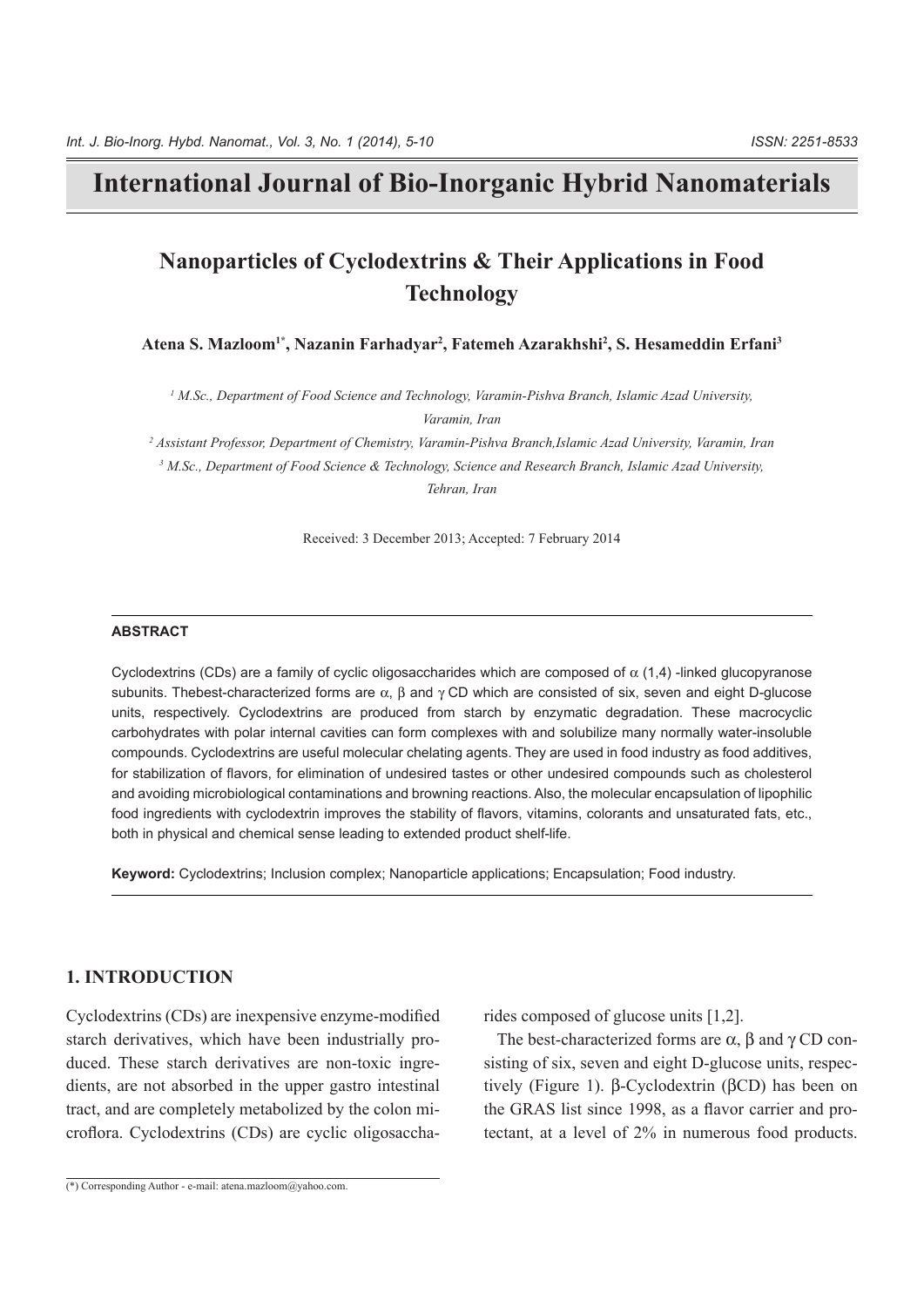# International Journal of Bio-Inorganic Hybrid Nanomaterials

## Nanoparticles of Cyclodextrins & Their Applications in Food Technology

**Atena S. Mazloom[1*], Nazanin Farhadyar[2], Fatemeh Azarakhshi[2], S. Hesameddin Erfani[3]**

*[1] M.Sc., Department of Food Science and Technology, Varamin-Pishva Branch, Islamic Azad University, Varamin, Iran*

*[2] Assistant Professor, Department of Chemistry, Varamin-Pishva Branch,Islamic Azad University, Varamin, Iran*

*[3] M.Sc., Department of Food Science & Technology, Science and Research Branch, Islamic Azad University, Tehran, Iran*

Received: 3 December 2013; Accepted: 7 February 2014

### ABSTRACT

Cyclodextrins (CDs) are a family of cyclic oligosaccharides which are composed of α (1,4) -linked glucopyranose subunits. Thebest-characterized forms are α, β and γ CD which are consisted of six, seven and eight D-glucose units, respectively. Cyclodextrins are produced from starch by enzymatic degradation. These macrocyclic carbohydrates with polar internal cavities can form complexes with and solubilize many normally water-insoluble compounds. Cyclodextrins are useful molecular chelating agents. They are used in food industry as food additives, for stabilization of flavors, for elimination of undesired tastes or other undesired compounds such as cholesterol and avoiding microbiological contaminations and browning reactions. Also, the molecular encapsulation of lipophilic food ingredients with cyclodextrin improves the stability of flavors, vitamins, colorants and unsaturated fats, etc., both in physical and chemical sense leading to extended product shelf-life.

**Keyword:** Cyclodextrins; Inclusion complex; Nanoparticle applications; Encapsulation; Food industry.

## 1. INTRODUCTION

Cyclodextrins (CDs) are inexpensive enzyme-modified starch derivatives, which have been industrially produced. These starch derivatives are non-toxic ingredients, are not absorbed in the upper gastro intestinal tract, and are completely metabolized by the colon microflora. Cyclodextrins (CDs) are cyclic oligosaccharides composed of glucose units [1,2].

The best-characterized forms are α, β and γ CD consisting of six, seven and eight D-glucose units, respectively (Figure 1). β-Cyclodextrin (βCD) has been on the GRAS list since 1998, as a flavor carrier and protectant, at a level of 2% in numerous food products.

(*) Corresponding Author - e-mail: atena.mazloom@yahoo.com.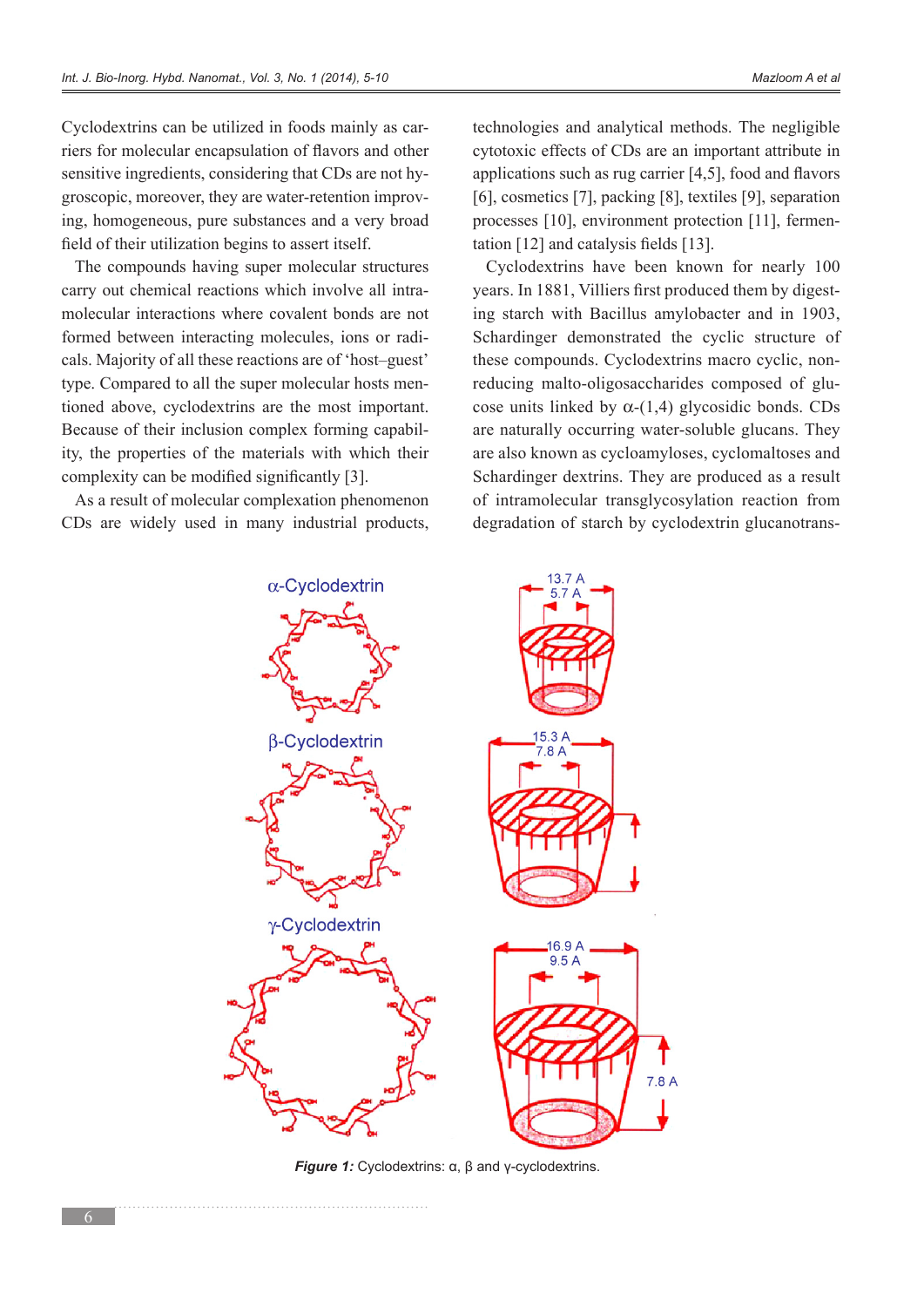Cyclodextrins can be utilized in foods mainly as carriers for molecular encapsulation of flavors and other sensitive ingredients, considering that CDs are not hygroscopic, moreover, they are water-retention improving, homogeneous, pure substances and a very broad field of their utilization begins to assert itself.

The compounds having super molecular structures carry out chemical reactions which involve all intramolecular interactions where covalent bonds are not formed between interacting molecules, ions or radicals. Majority of all these reactions are of 'host–guest' type. Compared to all the super molecular hosts mentioned above, cyclodextrins are the most important. Because of their inclusion complex forming capability, the properties of the materials with which their complexity can be modified significantly [3].

As a result of molecular complexation phenomenon CDs are widely used in many industrial products, technologies and analytical methods. The negligible cytotoxic effects of CDs are an important attribute in applications such as rug carrier [4,5], food and flavors [6], cosmetics [7], packing [8], textiles [9], separation processes [10], environment protection [11], fermentation [12] and catalysis fields [13].

Cyclodextrins have been known for nearly 100 years. In 1881, Villiers first produced them by digesting starch with Bacillus amylobacter and in 1903, Schardinger demonstrated the cyclic structure of these compounds. Cyclodextrins macro cyclic, non-reducing malto-oligosaccharides composed of glucose units linked by α-(1,4) glycosidic bonds. CDs are naturally occurring water-soluble glucans. They are also known as cycloamyloses, cyclomaltoses and Schardinger dextrins. They are produced as a result of intramolecular transglycosylation reaction from degradation of starch by cyclodextrin glucanotrans-

***Figure 1:*** Cyclodextrins: α, β and γ-cyclodextrins.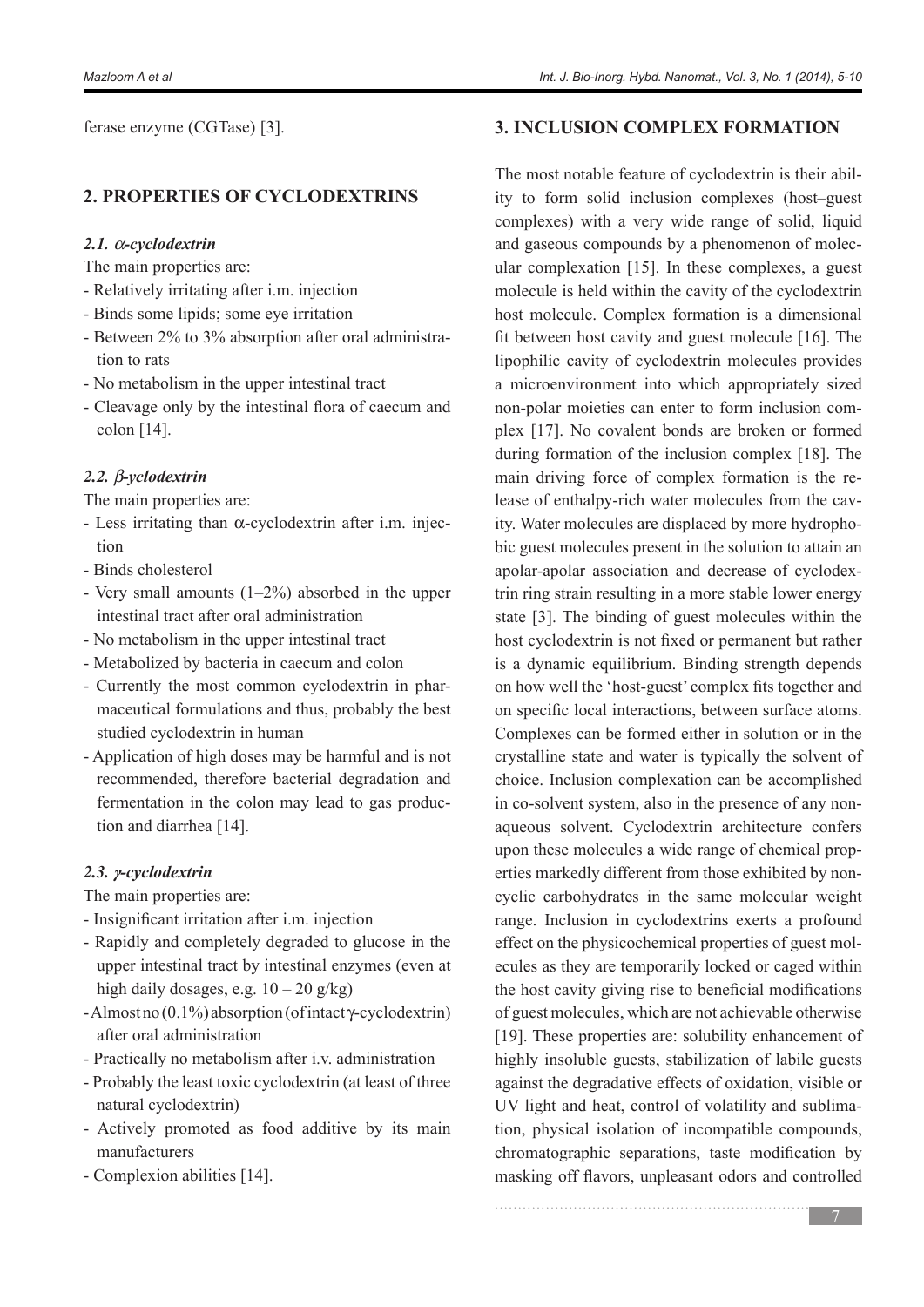ferase enzyme (CGTase) [3].

## 2. PROPERTIES OF CYCLODEXTRINS

### *2.1. α-cyclodextrin*

The main properties are:

- Relatively irritating after i.m. injection
- Binds some lipids; some eye irritation
- Between 2% to 3% absorption after oral administration to rats
- No metabolism in the upper intestinal tract
- Cleavage only by the intestinal flora of caecum and colon [14].

### *2.2. β-yclodextrin*

The main properties are:

- Less irritating than α-cyclodextrin after i.m. injection
- Binds cholesterol
- Very small amounts (1–2%) absorbed in the upper intestinal tract after oral administration
- No metabolism in the upper intestinal tract
- Metabolized by bacteria in caecum and colon
- Currently the most common cyclodextrin in pharmaceutical formulations and thus, probably the best studied cyclodextrin in human
- Application of high doses may be harmful and is not recommended, therefore bacterial degradation and fermentation in the colon may lead to gas production and diarrhea [14].

### *2.3. γ-cyclodextrin*

The main properties are:

- Insignificant irritation after i.m. injection
- Rapidly and completely degraded to glucose in the upper intestinal tract by intestinal enzymes (even at high daily dosages, e.g. 10 – 20 g/kg)
- Almost no (0.1%) absorption (of intact γ-cyclodextrin) after oral administration
- Practically no metabolism after i.v. administration
- Probably the least toxic cyclodextrin (at least of three natural cyclodextrin)
- Actively promoted as food additive by its main manufacturers
- Complexion abilities [14].

## 3. INCLUSION COMPLEX FORMATION

The most notable feature of cyclodextrin is their ability to form solid inclusion complexes (host–guest complexes) with a very wide range of solid, liquid and gaseous compounds by a phenomenon of molecular complexation [15]. In these complexes, a guest molecule is held within the cavity of the cyclodextrin host molecule. Complex formation is a dimensional fit between host cavity and guest molecule [16]. The lipophilic cavity of cyclodextrin molecules provides a microenvironment into which appropriately sized non-polar moieties can enter to form inclusion complex [17]. No covalent bonds are broken or formed during formation of the inclusion complex [18]. The main driving force of complex formation is the release of enthalpy-rich water molecules from the cavity. Water molecules are displaced by more hydrophobic guest molecules present in the solution to attain an apolar-apolar association and decrease of cyclodextrin ring strain resulting in a more stable lower energy state [3]. The binding of guest molecules within the host cyclodextrin is not fixed or permanent but rather is a dynamic equilibrium. Binding strength depends on how well the 'host-guest' complex fits together and on specific local interactions, between surface atoms. Complexes can be formed either in solution or in the crystalline state and water is typically the solvent of choice. Inclusion complexation can be accomplished in co-solvent system, also in the presence of any non-aqueous solvent. Cyclodextrin architecture confers upon these molecules a wide range of chemical properties markedly different from those exhibited by non-cyclic carbohydrates in the same molecular weight range. Inclusion in cyclodextrins exerts a profound effect on the physicochemical properties of guest molecules as they are temporarily locked or caged within the host cavity giving rise to beneficial modifications of guest molecules, which are not achievable otherwise [19]. These properties are: solubility enhancement of highly insoluble guests, stabilization of labile guests against the degradative effects of oxidation, visible or UV light and heat, control of volatility and sublimation, physical isolation of incompatible compounds, chromatographic separations, taste modification by masking off flavors, unpleasant odors and controlled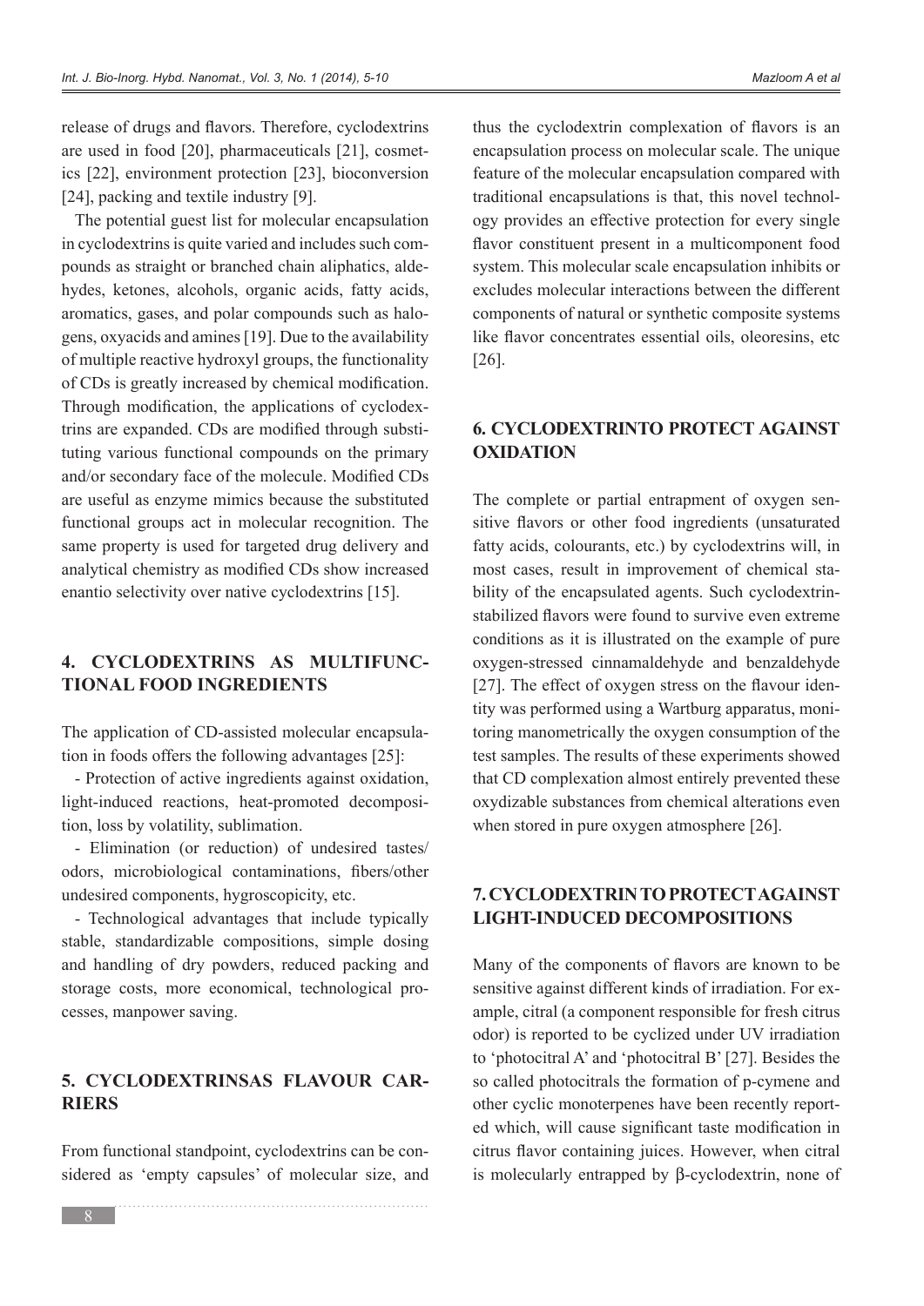release of drugs and flavors. Therefore, cyclodextrins are used in food [20], pharmaceuticals [21], cosmetics [22], environment protection [23], bioconversion [24], packing and textile industry [9].

The potential guest list for molecular encapsulation in cyclodextrins is quite varied and includes such compounds as straight or branched chain aliphatics, aldehydes, ketones, alcohols, organic acids, fatty acids, aromatics, gases, and polar compounds such as halogens, oxyacids and amines [19]. Due to the availability of multiple reactive hydroxyl groups, the functionality of CDs is greatly increased by chemical modification. Through modification, the applications of cyclodextrins are expanded. CDs are modified through substituting various functional compounds on the primary and/or secondary face of the molecule. Modified CDs are useful as enzyme mimics because the substituted functional groups act in molecular recognition. The same property is used for targeted drug delivery and analytical chemistry as modified CDs show increased enantio selectivity over native cyclodextrins [15].

## 4. CYCLODEXTRINS AS MULTIFUNCTIONAL FOOD INGREDIENTS

The application of CD-assisted molecular encapsulation in foods offers the following advantages [25]:

- Protection of active ingredients against oxidation, light-induced reactions, heat-promoted decomposition, loss by volatility, sublimation.
- Elimination (or reduction) of undesired tastes/odors, microbiological contaminations, fibers/other undesired components, hygroscopicity, etc.
- Technological advantages that include typically stable, standardizable compositions, simple dosing and handling of dry powders, reduced packing and storage costs, more economical, technological processes, manpower saving.

## 5. CYCLODEXTRINSAS FLAVOUR CARRIERS

From functional standpoint, cyclodextrins can be considered as 'empty capsules' of molecular size, and thus the cyclodextrin complexation of flavors is an encapsulation process on molecular scale. The unique feature of the molecular encapsulation compared with traditional encapsulations is that, this novel technology provides an effective protection for every single flavor constituent present in a multicomponent food system. This molecular scale encapsulation inhibits or excludes molecular interactions between the different components of natural or synthetic composite systems like flavor concentrates essential oils, oleoresins, etc [26].

## 6. CYCLODEXTRINTO PROTECT AGAINST OXIDATION

The complete or partial entrapment of oxygen sensitive flavors or other food ingredients (unsaturated fatty acids, colourants, etc.) by cyclodextrins will, in most cases, result in improvement of chemical stability of the encapsulated agents. Such cyclodextrin-stabilized flavors were found to survive even extreme conditions as it is illustrated on the example of pure oxygen-stressed cinnamaldehyde and benzaldehyde [27]. The effect of oxygen stress on the flavour identity was performed using a Wartburg apparatus, monitoring manometrically the oxygen consumption of the test samples. The results of these experiments showed that CD complexation almost entirely prevented these oxydizable substances from chemical alterations even when stored in pure oxygen atmosphere [26].

## 7. CYCLODEXTRIN TO PROTECT AGAINST LIGHT-INDUCED DECOMPOSITIONS

Many of the components of flavors are known to be sensitive against different kinds of irradiation. For example, citral (a component responsible for fresh citrus odor) is reported to be cyclized under UV irradiation to 'photocitral A' and 'photocitral B' [27]. Besides the so called photocitrals the formation of p-cymene and other cyclic monoterpenes have been recently reported which, will cause significant taste modification in citrus flavor containing juices. However, when citral is molecularly entrapped by β-cyclodextrin, none of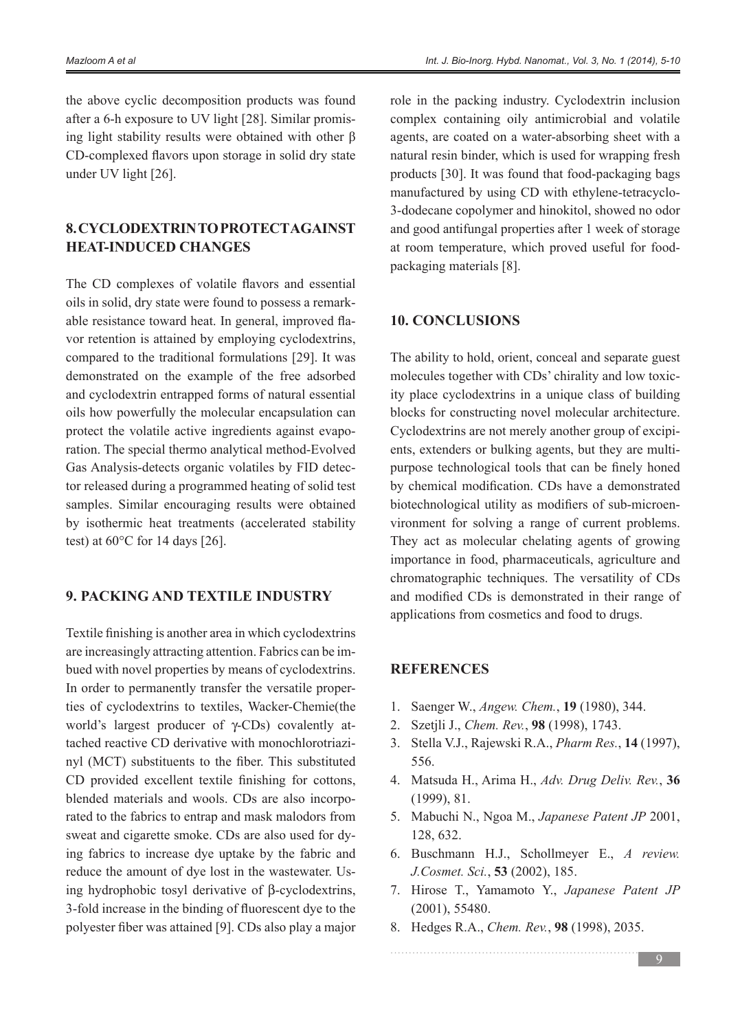the above cyclic decomposition products was found after a 6-h exposure to UV light [28]. Similar promising light stability results were obtained with other β CD-complexed flavors upon storage in solid dry state under UV light [26].

## 8. CYCLODEXTRIN TO PROTECT AGAINST HEAT-INDUCED CHANGES

The CD complexes of volatile flavors and essential oils in solid, dry state were found to possess a remarkable resistance toward heat. In general, improved flavor retention is attained by employing cyclodextrins, compared to the traditional formulations [29]. It was demonstrated on the example of the free adsorbed and cyclodextrin entrapped forms of natural essential oils how powerfully the molecular encapsulation can protect the volatile active ingredients against evaporation. The special thermo analytical method-Evolved Gas Analysis-detects organic volatiles by FID detector released during a programmed heating of solid test samples. Similar encouraging results were obtained by isothermic heat treatments (accelerated stability test) at 60°C for 14 days [26].

## 9. PACKING AND TEXTILE INDUSTRY

Textile finishing is another area in which cyclodextrins are increasingly attracting attention. Fabrics can be imbued with novel properties by means of cyclodextrins. In order to permanently transfer the versatile properties of cyclodextrins to textiles, Wacker-Chemie(the world's largest producer of γ-CDs) covalently attached reactive CD derivative with monochlorotriazinyl (MCT) substituents to the fiber. This substituted CD provided excellent textile finishing for cottons, blended materials and wools. CDs are also incorporated to the fabrics to entrap and mask malodors from sweat and cigarette smoke. CDs are also used for dying fabrics to increase dye uptake by the fabric and reduce the amount of dye lost in the wastewater. Using hydrophobic tosyl derivative of β-cyclodextrins, 3-fold increase in the binding of fluorescent dye to the polyester fiber was attained [9]. CDs also play a major role in the packing industry. Cyclodextrin inclusion complex containing oily antimicrobial and volatile agents, are coated on a water-absorbing sheet with a natural resin binder, which is used for wrapping fresh products [30]. It was found that food-packaging bags manufactured by using CD with ethylene-tetracyclo-3-dodecane copolymer and hinokitol, showed no odor and good antifungal properties after 1 week of storage at room temperature, which proved useful for food-packaging materials [8].

## 10. CONCLUSIONS

The ability to hold, orient, conceal and separate guest molecules together with CDs' chirality and low toxicity place cyclodextrins in a unique class of building blocks for constructing novel molecular architecture. Cyclodextrins are not merely another group of excipients, extenders or bulking agents, but they are multipurpose technological tools that can be finely honed by chemical modification. CDs have a demonstrated biotechnological utility as modifiers of sub-microenvironment for solving a range of current problems. They act as molecular chelating agents of growing importance in food, pharmaceuticals, agriculture and chromatographic techniques. The versatility of CDs and modified CDs is demonstrated in their range of applications from cosmetics and food to drugs.

## REFERENCES

1. Saenger W., *Angew. Chem.*, **19** (1980), 344.
2. Szetjli J., *Chem. Rev.*, **98** (1998), 1743.
3. Stella V.J., Rajewski R.A., *Pharm Res.*, **14** (1997), 556.
4. Matsuda H., Arima H., *Adv. Drug Deliv. Rev.*, **36** (1999), 81.
5. Mabuchi N., Ngoa M., *Japanese Patent JP* 2001, 128, 632.
6. Buschmann H.J., Schollmeyer E., *A review. J.Cosmet. Sci.*, **53** (2002), 185.
7. Hirose T., Yamamoto Y., *Japanese Patent JP* (2001), 55480.
8. Hedges R.A., *Chem. Rev.*, **98** (1998), 2035.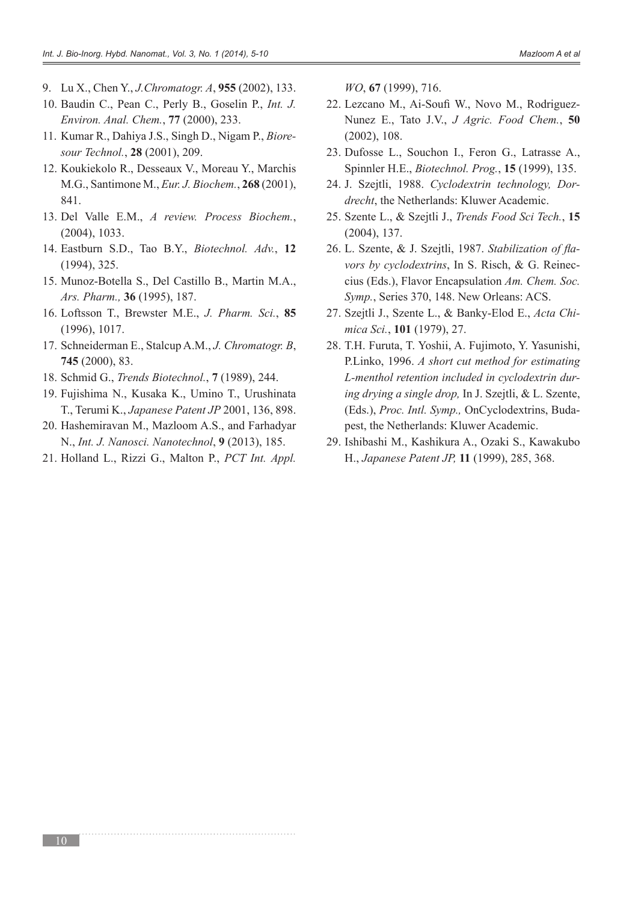9. Lu X., Chen Y., *J.Chromatogr. A*, **955** (2002), 133.
10. Baudin C., Pean C., Perly B., Goselin P., *Int. J. Environ. Anal. Chem.*, **77** (2000), 233.
11. Kumar R., Dahiya J.S., Singh D., Nigam P., *Bioresour Technol.*, **28** (2001), 209.
12. Koukiekolo R., Desseaux V., Moreau Y., Marchis M.G., Santimone M., *Eur. J. Biochem.*, **268** (2001), 841.
13. Del Valle E.M., *A review. Process Biochem.*, (2004), 1033.
14. Eastburn S.D., Tao B.Y., *Biotechnol. Adv.*, **12** (1994), 325.
15. Munoz-Botella S., Del Castillo B., Martin M.A., *Ars. Pharm.,* **36** (1995), 187.
16. Loftsson T., Brewster M.E., *J. Pharm. Sci.*, **85** (1996), 1017.
17. Schneiderman E., Stalcup A.M., *J. Chromatogr. B*, **745** (2000), 83.
18. Schmid G., *Trends Biotechnol.*, **7** (1989), 244.
19. Fujishima N., Kusaka K., Umino T., Urushinata T., Terumi K., *Japanese Patent JP* 2001, 136, 898.
20. Hashemiravan M., Mazloom A.S., and Farhadyar N., *Int. J. Nanosci. Nanotechnol*, **9** (2013), 185.
21. Holland L., Rizzi G., Malton P., *PCT Int. Appl. WO*, **67** (1999), 716.
22. Lezcano M., Ai-Soufi W., Novo M., Rodriguez-Nunez E., Tato J.V., *J Agric. Food Chem.*, **50** (2002), 108.
23. Dufosse L., Souchon I., Feron G., Latrasse A., Spinnler H.E., *Biotechnol. Prog.*, **15** (1999), 135.
24. J. Szejtli, 1988. *Cyclodextrin technology, Dordrecht*, the Netherlands: Kluwer Academic.
25. Szente L., & Szejtli J., *Trends Food Sci Tech.*, **15** (2004), 137.
26. L. Szente, & J. Szejtli, 1987. *Stabilization of flavors by cyclodextrins*, In S. Risch, & G. Reineccius (Eds.), Flavor Encapsulation *Am. Chem. Soc. Symp.*, Series 370, 148. New Orleans: ACS.
27. Szejtli J., Szente L., & Banky-Elod E., *Acta Chimica Sci.*, **101** (1979), 27.
28. T.H. Furuta, T. Yoshii, A. Fujimoto, Y. Yasunishi, P.Linko, 1996. *A short cut method for estimating L-menthol retention included in cyclodextrin during drying a single drop,* In J. Szejtli, & L. Szente, (Eds.), *Proc. Intl. Symp.,* OnCyclodextrins, Budapest, the Netherlands: Kluwer Academic.
29. Ishibashi M., Kashikura A., Ozaki S., Kawakubo H., *Japanese Patent JP,* **11** (1999), 285, 368.